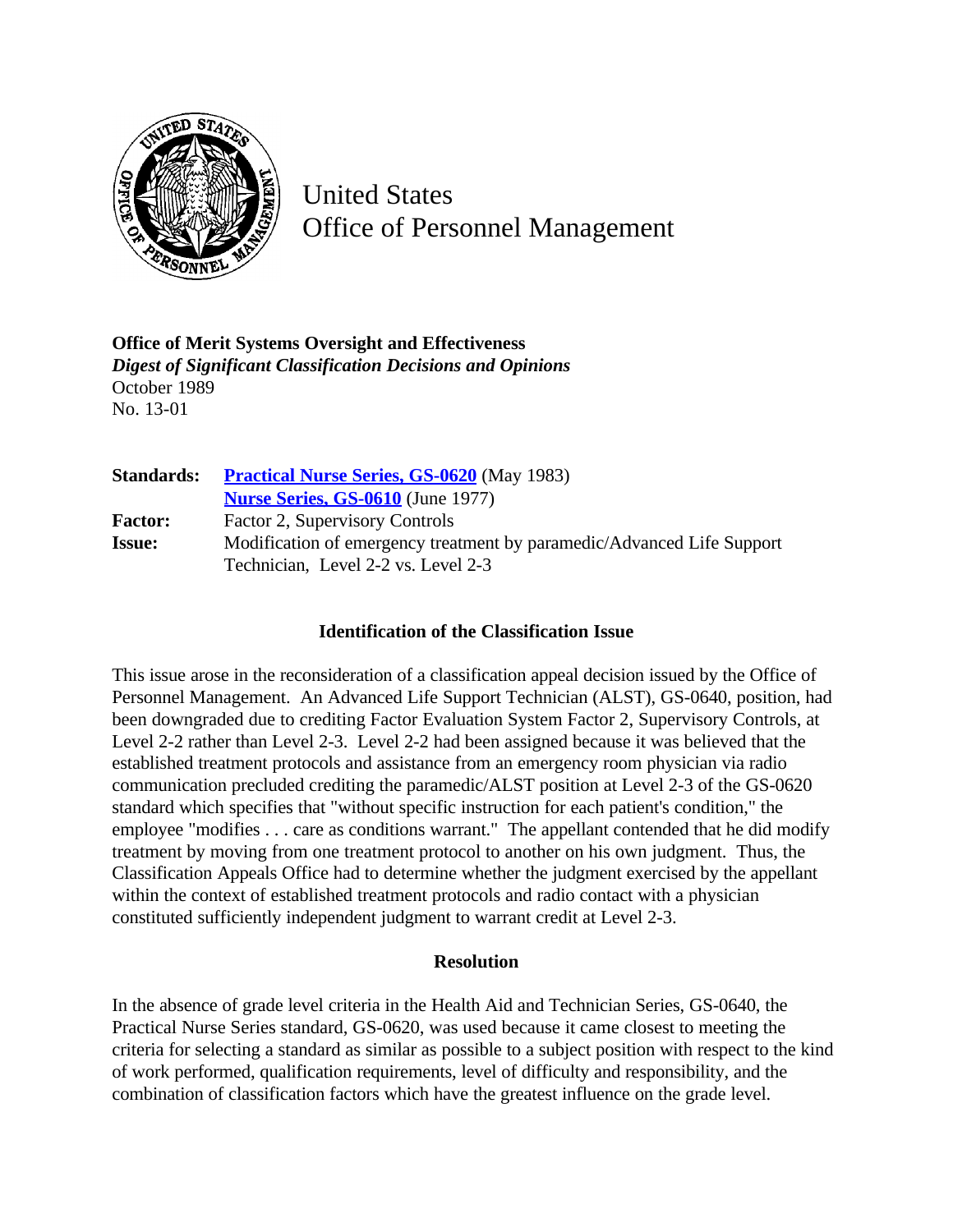United States
Office of Personnel Management

**Office of Merit Systems Oversight and Effectiveness**
***Digest of Significant Classification Decisions and Opinions***
October 1989
No. 13-01

| | |
|---|---|
| **Standards:** | **Practical Nurse Series, GS-0620** (May 1983) |
| | **Nurse Series, GS-0610** (June 1977) |
| **Factor:** | Factor 2, Supervisory Controls |
| **Issue:** | Modification of emergency treatment by paramedic/Advanced Life Support Technician, Level 2-2 vs. Level 2-3 |

### Identification of the Classification Issue

This issue arose in the reconsideration of a classification appeal decision issued by the Office of Personnel Management. An Advanced Life Support Technician (ALST), GS-0640, position, had been downgraded due to crediting Factor Evaluation System Factor 2, Supervisory Controls, at Level 2-2 rather than Level 2-3. Level 2-2 had been assigned because it was believed that the established treatment protocols and assistance from an emergency room physician via radio communication precluded crediting the paramedic/ALST position at Level 2-3 of the GS-0620 standard which specifies that "without specific instruction for each patient's condition," the employee "modifies . . . care as conditions warrant." The appellant contended that he did modify treatment by moving from one treatment protocol to another on his own judgment. Thus, the Classification Appeals Office had to determine whether the judgment exercised by the appellant within the context of established treatment protocols and radio contact with a physician constituted sufficiently independent judgment to warrant credit at Level 2-3.

### Resolution

In the absence of grade level criteria in the Health Aid and Technician Series, GS-0640, the Practical Nurse Series standard, GS-0620, was used because it came closest to meeting the criteria for selecting a standard as similar as possible to a subject position with respect to the kind of work performed, qualification requirements, level of difficulty and responsibility, and the combination of classification factors which have the greatest influence on the grade level.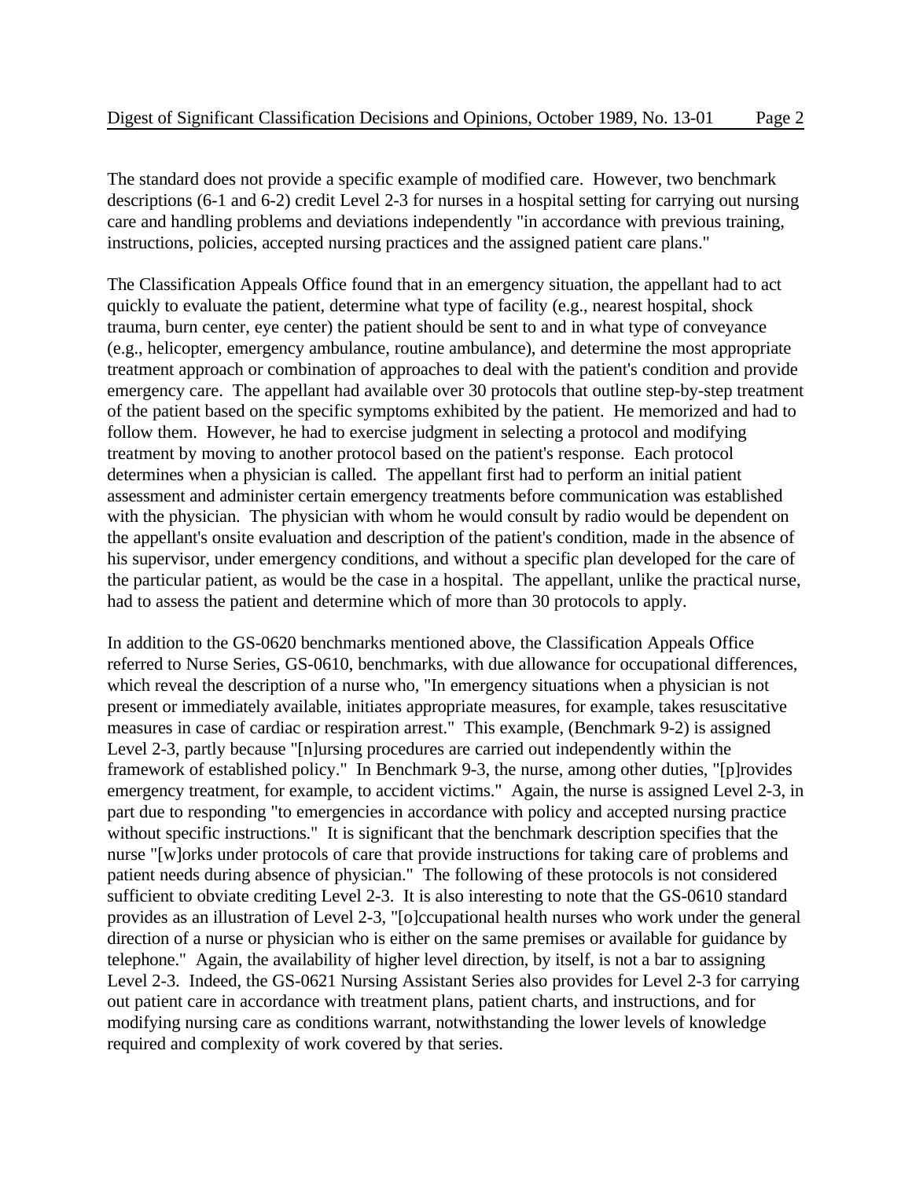The standard does not provide a specific example of modified care. However, two benchmark descriptions (6-1 and 6-2) credit Level 2-3 for nurses in a hospital setting for carrying out nursing care and handling problems and deviations independently "in accordance with previous training, instructions, policies, accepted nursing practices and the assigned patient care plans."

The Classification Appeals Office found that in an emergency situation, the appellant had to act quickly to evaluate the patient, determine what type of facility (e.g., nearest hospital, shock trauma, burn center, eye center) the patient should be sent to and in what type of conveyance (e.g., helicopter, emergency ambulance, routine ambulance), and determine the most appropriate treatment approach or combination of approaches to deal with the patient's condition and provide emergency care. The appellant had available over 30 protocols that outline step-by-step treatment of the patient based on the specific symptoms exhibited by the patient. He memorized and had to follow them. However, he had to exercise judgment in selecting a protocol and modifying treatment by moving to another protocol based on the patient's response. Each protocol determines when a physician is called. The appellant first had to perform an initial patient assessment and administer certain emergency treatments before communication was established with the physician. The physician with whom he would consult by radio would be dependent on the appellant's onsite evaluation and description of the patient's condition, made in the absence of his supervisor, under emergency conditions, and without a specific plan developed for the care of the particular patient, as would be the case in a hospital. The appellant, unlike the practical nurse, had to assess the patient and determine which of more than 30 protocols to apply.

In addition to the GS-0620 benchmarks mentioned above, the Classification Appeals Office referred to Nurse Series, GS-0610, benchmarks, with due allowance for occupational differences, which reveal the description of a nurse who, "In emergency situations when a physician is not present or immediately available, initiates appropriate measures, for example, takes resuscitative measures in case of cardiac or respiration arrest." This example, (Benchmark 9-2) is assigned Level 2-3, partly because "[n]ursing procedures are carried out independently within the framework of established policy." In Benchmark 9-3, the nurse, among other duties, "[p]rovides emergency treatment, for example, to accident victims." Again, the nurse is assigned Level 2-3, in part due to responding "to emergencies in accordance with policy and accepted nursing practice without specific instructions." It is significant that the benchmark description specifies that the nurse "[w]orks under protocols of care that provide instructions for taking care of problems and patient needs during absence of physician." The following of these protocols is not considered sufficient to obviate crediting Level 2-3. It is also interesting to note that the GS-0610 standard provides as an illustration of Level 2-3, "[o]ccupational health nurses who work under the general direction of a nurse or physician who is either on the same premises or available for guidance by telephone." Again, the availability of higher level direction, by itself, is not a bar to assigning Level 2-3. Indeed, the GS-0621 Nursing Assistant Series also provides for Level 2-3 for carrying out patient care in accordance with treatment plans, patient charts, and instructions, and for modifying nursing care as conditions warrant, notwithstanding the lower levels of knowledge required and complexity of work covered by that series.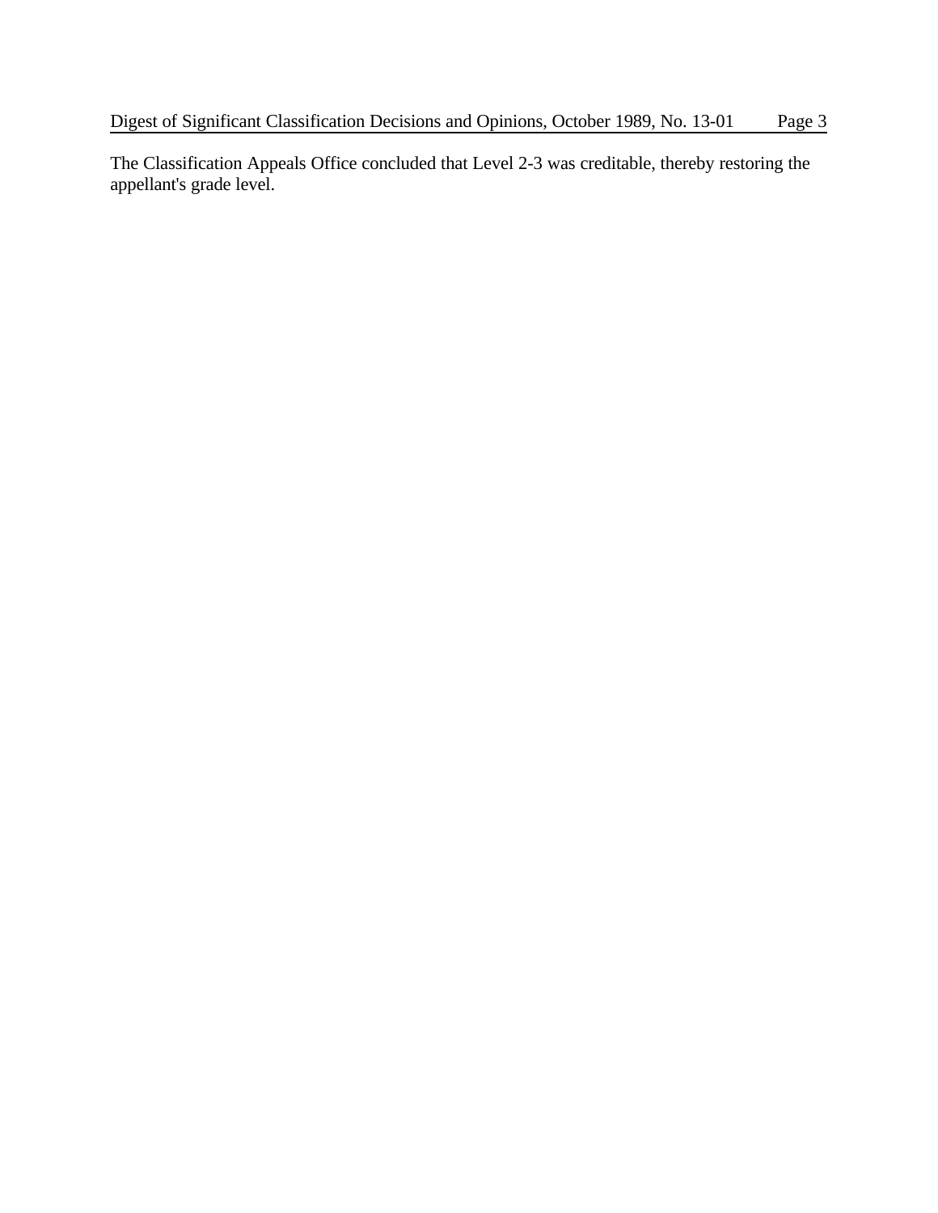The Classification Appeals Office concluded that Level 2-3 was creditable, thereby restoring the appellant's grade level.